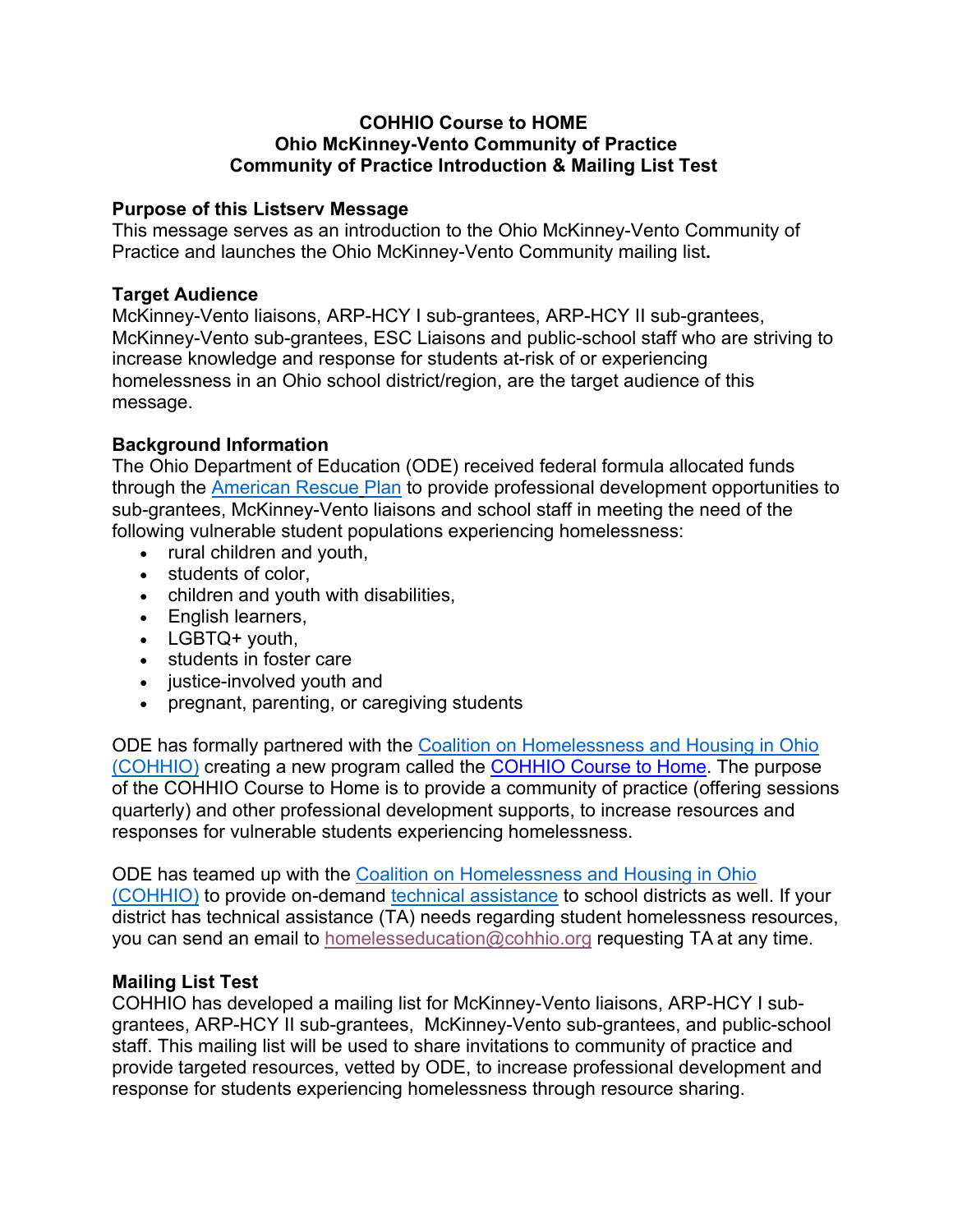**COHHIO Course to HOME**
**Ohio McKinney-Vento Community of Practice**
**Community of Practice Introduction & Mailing List Test**

## Purpose of this Listserv Message

This message serves as an introduction to the Ohio McKinney-Vento Community of Practice and launches the Ohio McKinney-Vento Community mailing list**.**

## Target Audience

McKinney-Vento liaisons, ARP-HCY I sub-grantees, ARP-HCY II sub-grantees, McKinney-Vento sub-grantees, ESC Liaisons and public-school staff who are striving to increase knowledge and response for students at-risk of or experiencing homelessness in an Ohio school district/region, are the target audience of this message.

## Background Information

The Ohio Department of Education (ODE) received federal formula allocated funds through the American Rescue Plan to provide professional development opportunities to sub-grantees, McKinney-Vento liaisons and school staff in meeting the need of the following vulnerable student populations experiencing homelessness:

- rural children and youth,
- students of color,
- children and youth with disabilities,
- English learners,
- LGBTQ+ youth,
- students in foster care
- justice-involved youth and
- pregnant, parenting, or caregiving students

ODE has formally partnered with the Coalition on Homelessness and Housing in Ohio (COHHIO) creating a new program called the COHHIO Course to Home. The purpose of the COHHIO Course to Home is to provide a community of practice (offering sessions quarterly) and other professional development supports, to increase resources and responses for vulnerable students experiencing homelessness.

ODE has teamed up with the Coalition on Homelessness and Housing in Ohio (COHHIO) to provide on-demand technical assistance to school districts as well. If your district has technical assistance (TA) needs regarding student homelessness resources, you can send an email to homelesseducation@cohhio.org requesting TA at any time.

## Mailing List Test

COHHIO has developed a mailing list for McKinney-Vento liaisons, ARP-HCY I sub-grantees, ARP-HCY II sub-grantees, McKinney-Vento sub-grantees, and public-school staff. This mailing list will be used to share invitations to community of practice and provide targeted resources, vetted by ODE, to increase professional development and response for students experiencing homelessness through resource sharing.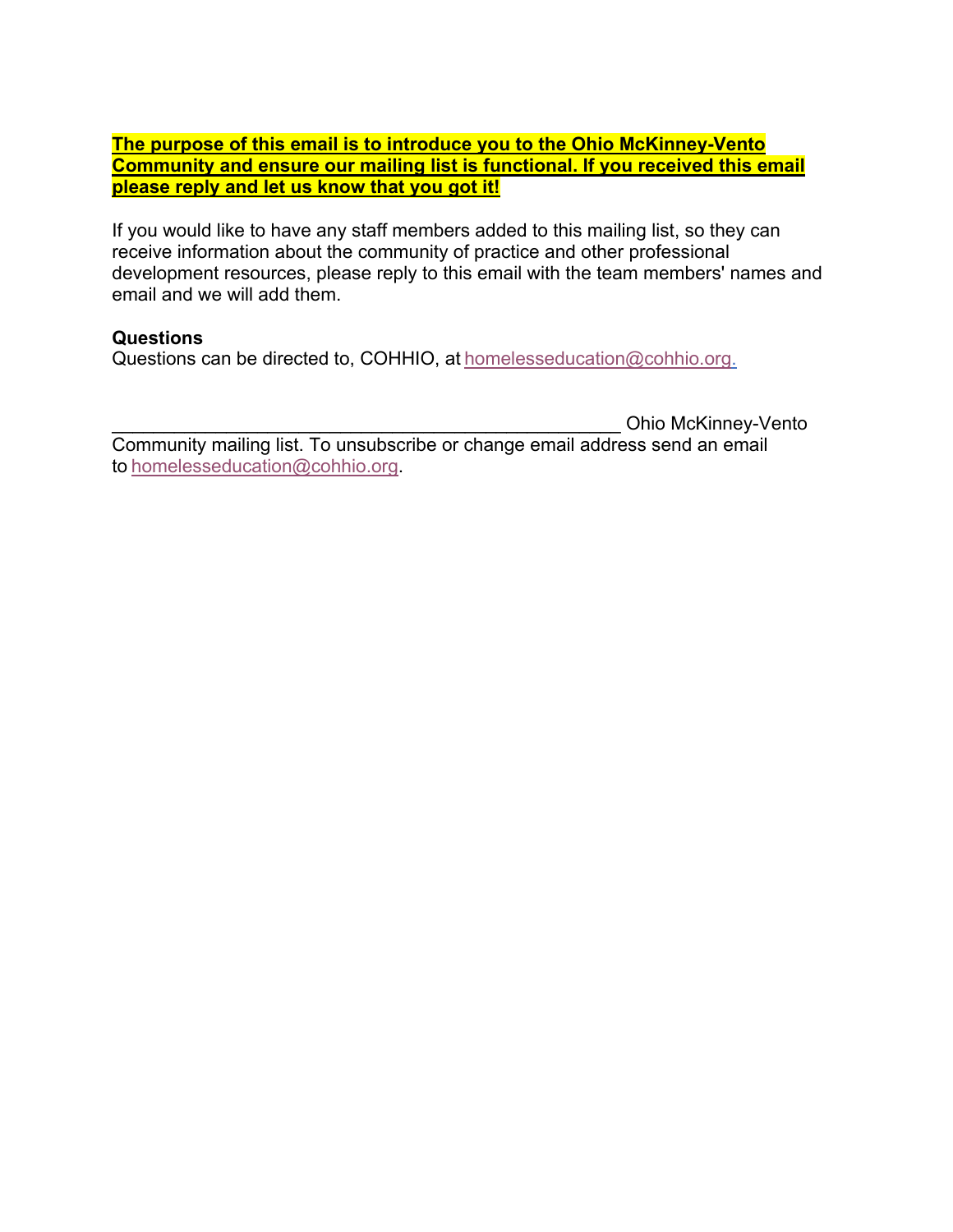**The purpose of this email is to introduce you to the Ohio McKinney-Vento Community and ensure our mailing list is functional. If you received this email please reply and let us know that you got it!**

If you would like to have any staff members added to this mailing list, so they can receive information about the community of practice and other professional development resources, please reply to this email with the team members' names and email and we will add them.

**Questions**

Questions can be directed to, COHHIO, at homelesseducation@cohhio.org.

______________________________________________________ Ohio McKinney-Vento Community mailing list. To unsubscribe or change email address send an email to homelesseducation@cohhio.org.